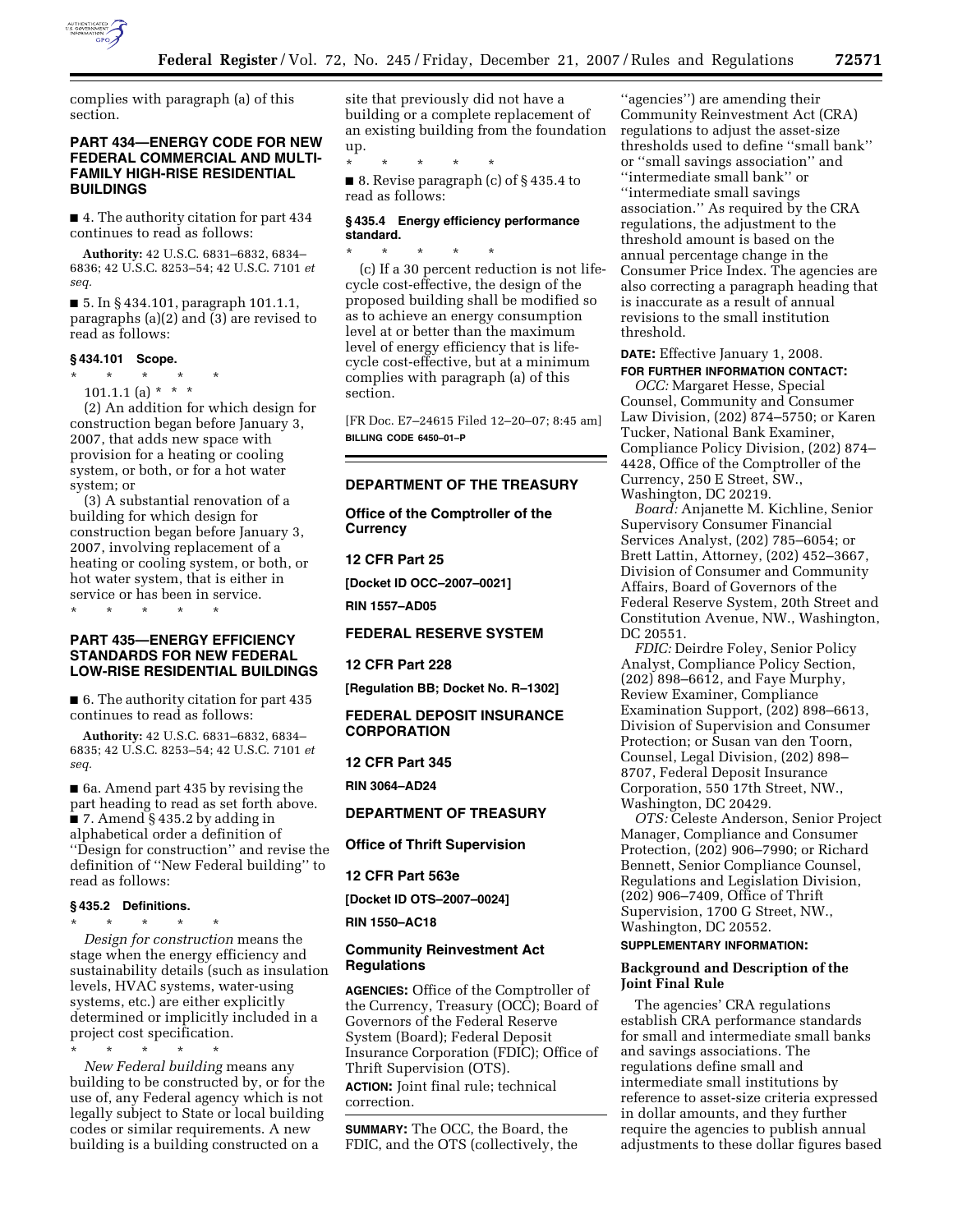complies with paragraph (a) of this section.

## PART 434—ENERGY CODE FOR NEW FEDERAL COMMERCIAL AND MULTI-FAMILY HIGH-RISE RESIDENTIAL BUILDINGS

■ 4. The authority citation for part 434 continues to read as follows:

**Authority:** 42 U.S.C. 6831–6832, 6834–6836; 42 U.S.C. 8253–54; 42 U.S.C. 7101 *et seq.*

■ 5. In § 434.101, paragraph 101.1.1, paragraphs (a)(2) and (3) are revised to read as follows:

### § 434.101 Scope.

\* \* \* \* \*

101.1.1 (a) \* \* \*

(2) An addition for which design for construction began before January 3, 2007, that adds new space with provision for a heating or cooling system, or both, or for a hot water system; or

(3) A substantial renovation of a building for which design for construction began before January 3, 2007, involving replacement of a heating or cooling system, or both, or hot water system, that is either in service or has been in service.

\* \* \* \* \*

## PART 435—ENERGY EFFICIENCY STANDARDS FOR NEW FEDERAL LOW-RISE RESIDENTIAL BUILDINGS

■ 6. The authority citation for part 435 continues to read as follows:

**Authority:** 42 U.S.C. 6831–6832, 6834–6835; 42 U.S.C. 8253–54; 42 U.S.C. 7101 *et seq.*

■ 6a. Amend part 435 by revising the part heading to read as set forth above.

■ 7. Amend § 435.2 by adding in alphabetical order a definition of ''Design for construction'' and revise the definition of ''New Federal building'' to read as follows:

### § 435.2 Definitions.

\* \* \* \* \*

*Design for construction* means the stage when the energy efficiency and sustainability details (such as insulation levels, HVAC systems, water-using systems, etc.) are either explicitly determined or implicitly included in a project cost specification.

\* \* \* \* \*

*New Federal building* means any building to be constructed by, or for the use of, any Federal agency which is not legally subject to State or local building codes or similar requirements. A new building is a building constructed on a site that previously did not have a building or a complete replacement of an existing building from the foundation up.

\* \* \* \* \*

■ 8. Revise paragraph (c) of § 435.4 to read as follows:

### § 435.4 Energy efficiency performance standard.

\* \* \* \* \*

(c) If a 30 percent reduction is not life-cycle cost-effective, the design of the proposed building shall be modified so as to achieve an energy consumption level at or better than the maximum level of energy efficiency that is life-cycle cost-effective, but at a minimum complies with paragraph (a) of this section.

[FR Doc. E7–24615 Filed 12–20–07; 8:45 am]

**BILLING CODE 6450–01–P**

---

## DEPARTMENT OF THE TREASURY

### Office of the Comptroller of the Currency

### 12 CFR Part 25

**[Docket ID OCC–2007–0021]**

**RIN 1557–AD05**

## FEDERAL RESERVE SYSTEM

### 12 CFR Part 228

**[Regulation BB; Docket No. R–1302]**

## FEDERAL DEPOSIT INSURANCE CORPORATION

### 12 CFR Part 345

**RIN 3064–AD24**

## DEPARTMENT OF TREASURY

### Office of Thrift Supervision

### 12 CFR Part 563e

**[Docket ID OTS–2007–0024]**

**RIN 1550–AC18**

### Community Reinvestment Act Regulations

**AGENCIES:** Office of the Comptroller of the Currency, Treasury (OCC); Board of Governors of the Federal Reserve System (Board); Federal Deposit Insurance Corporation (FDIC); Office of Thrift Supervision (OTS).

**ACTION:** Joint final rule; technical correction.

**SUMMARY:** The OCC, the Board, the FDIC, and the OTS (collectively, the ''agencies'') are amending their Community Reinvestment Act (CRA) regulations to adjust the asset-size thresholds used to define ''small bank'' or ''small savings association'' and ''intermediate small bank'' or ''intermediate small savings association.'' As required by the CRA regulations, the adjustment to the threshold amount is based on the annual percentage change in the Consumer Price Index. The agencies are also correcting a paragraph heading that is inaccurate as a result of annual revisions to the small institution threshold.

**DATE:** Effective January 1, 2008.

**FOR FURTHER INFORMATION CONTACT:**

*OCC:* Margaret Hesse, Special Counsel, Community and Consumer Law Division, (202) 874–5750; or Karen Tucker, National Bank Examiner, Compliance Policy Division, (202) 874–4428, Office of the Comptroller of the Currency, 250 E Street, SW., Washington, DC 20219.

*Board:* Anjanette M. Kichline, Senior Supervisory Consumer Financial Services Analyst, (202) 785–6054; or Brett Lattin, Attorney, (202) 452–3667, Division of Consumer and Community Affairs, Board of Governors of the Federal Reserve System, 20th Street and Constitution Avenue, NW., Washington, DC 20551.

*FDIC:* Deirdre Foley, Senior Policy Analyst, Compliance Policy Section, (202) 898–6612, and Faye Murphy, Review Examiner, Compliance Examination Support, (202) 898–6613, Division of Supervision and Consumer Protection; or Susan van den Toorn, Counsel, Legal Division, (202) 898–8707, Federal Deposit Insurance Corporation, 550 17th Street, NW., Washington, DC 20429.

*OTS:* Celeste Anderson, Senior Project Manager, Compliance and Consumer Protection, (202) 906–7990; or Richard Bennett, Senior Compliance Counsel, Regulations and Legislation Division, (202) 906–7409, Office of Thrift Supervision, 1700 G Street, NW., Washington, DC 20552.

**SUPPLEMENTARY INFORMATION:**

### Background and Description of the Joint Final Rule

The agencies' CRA regulations establish CRA performance standards for small and intermediate small banks and savings associations. The regulations define small and intermediate small institutions by reference to asset-size criteria expressed in dollar amounts, and they further require the agencies to publish annual adjustments to these dollar figures based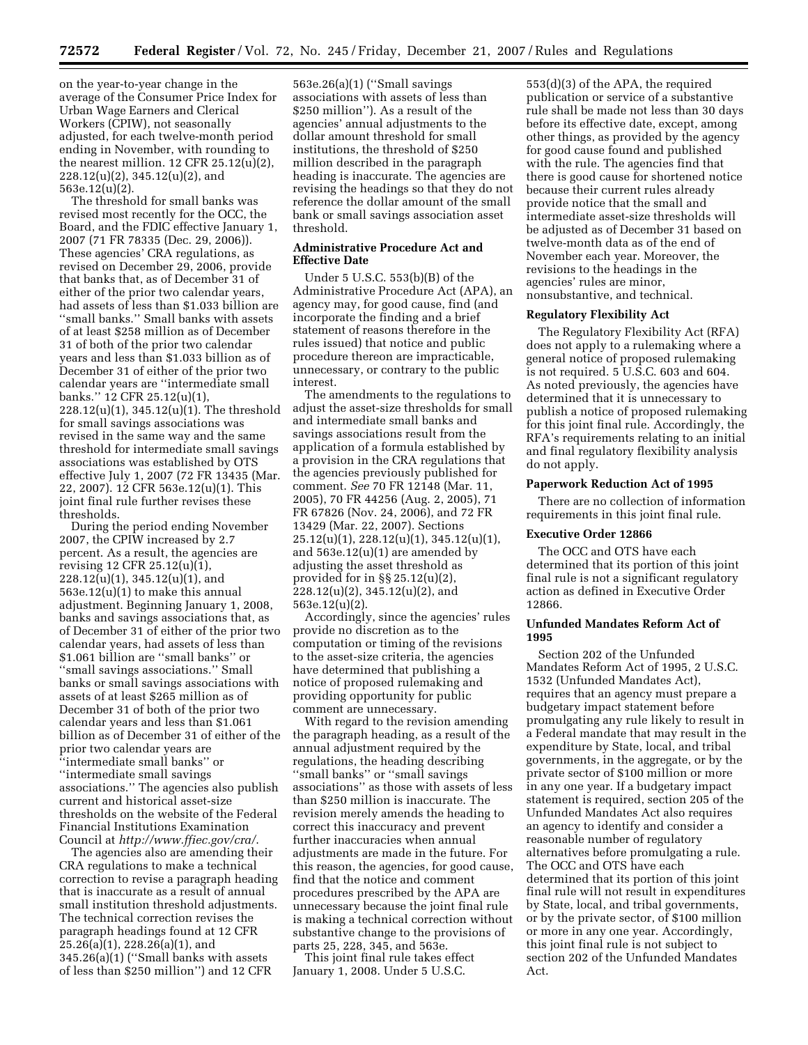on the year-to-year change in the average of the Consumer Price Index for Urban Wage Earners and Clerical Workers (CPIW), not seasonally adjusted, for each twelve-month period ending in November, with rounding to the nearest million. 12 CFR 25.12(u)(2), 228.12(u)(2), 345.12(u)(2), and 563e.12(u)(2).

The threshold for small banks was revised most recently for the OCC, the Board, and the FDIC effective January 1, 2007 (71 FR 78335 (Dec. 29, 2006)). These agencies' CRA regulations, as revised on December 29, 2006, provide that banks that, as of December 31 of either of the prior two calendar years, had assets of less than $1.033 billion are ''small banks.'' Small banks with assets of at least $258 million as of December 31 of both of the prior two calendar years and less than $1.033 billion as of December 31 of either of the prior two calendar years are ''intermediate small banks.'' 12 CFR 25.12(u)(1), 228.12(u)(1), 345.12(u)(1). The threshold for small savings associations was revised in the same way and the same threshold for intermediate small savings associations was established by OTS effective July 1, 2007 (72 FR 13435 (Mar. 22, 2007). 12 CFR 563e.12(u)(1). This joint final rule further revises these thresholds.

During the period ending November 2007, the CPIW increased by 2.7 percent. As a result, the agencies are revising 12 CFR 25.12(u)(1), 228.12(u)(1), 345.12(u)(1), and 563e.12(u)(1) to make this annual adjustment. Beginning January 1, 2008, banks and savings associations that, as of December 31 of either of the prior two calendar years, had assets of less than $1.061 billion are ''small banks'' or ''small savings associations.'' Small banks or small savings associations with assets of at least $265 million as of December 31 of both of the prior two calendar years and less than $1.061 billion as of December 31 of either of the prior two calendar years are ''intermediate small banks'' or ''intermediate small savings associations.'' The agencies also publish current and historical asset-size thresholds on the website of the Federal Financial Institutions Examination Council at *http://www.ffiec.gov/cra/*.

The agencies also are amending their CRA regulations to make a technical correction to revise a paragraph heading that is inaccurate as a result of annual small institution threshold adjustments. The technical correction revises the paragraph headings found at 12 CFR 25.26(a)(1), 228.26(a)(1), and 345.26(a)(1) (''Small banks with assets of less than $250 million'') and 12 CFR 563e.26(a)(1) (''Small savings associations with assets of less than $250 million''). As a result of the agencies' annual adjustments to the dollar amount threshold for small institutions, the threshold of $250 million described in the paragraph heading is inaccurate. The agencies are revising the headings so that they do not reference the dollar amount of the small bank or small savings association asset threshold.

**Administrative Procedure Act and Effective Date**

Under 5 U.S.C. 553(b)(B) of the Administrative Procedure Act (APA), an agency may, for good cause, find (and incorporate the finding and a brief statement of reasons therefore in the rules issued) that notice and public procedure thereon are impracticable, unnecessary, or contrary to the public interest.

The amendments to the regulations to adjust the asset-size thresholds for small and intermediate small banks and savings associations result from the application of a formula established by a provision in the CRA regulations that the agencies previously published for comment. *See* 70 FR 12148 (Mar. 11, 2005), 70 FR 44256 (Aug. 2, 2005), 71 FR 67826 (Nov. 24, 2006), and 72 FR 13429 (Mar. 22, 2007). Sections 25.12(u)(1), 228.12(u)(1), 345.12(u)(1), and 563e.12(u)(1) are amended by adjusting the asset threshold as provided for in §§ 25.12(u)(2), 228.12(u)(2), 345.12(u)(2), and 563e.12(u)(2).

Accordingly, since the agencies' rules provide no discretion as to the computation or timing of the revisions to the asset-size criteria, the agencies have determined that publishing a notice of proposed rulemaking and providing opportunity for public comment are unnecessary.

With regard to the revision amending the paragraph heading, as a result of the annual adjustment required by the regulations, the heading describing ''small banks'' or ''small savings associations'' as those with assets of less than $250 million is inaccurate. The revision merely amends the heading to correct this inaccuracy and prevent further inaccuracies when annual adjustments are made in the future. For this reason, the agencies, for good cause, find that the notice and comment procedures prescribed by the APA are unnecessary because the joint final rule is making a technical correction without substantive change to the provisions of parts 25, 228, 345, and 563e.

This joint final rule takes effect January 1, 2008. Under 5 U.S.C. 553(d)(3) of the APA, the required publication or service of a substantive rule shall be made not less than 30 days before its effective date, except, among other things, as provided by the agency for good cause found and published with the rule. The agencies find that there is good cause for shortened notice because their current rules already provide notice that the small and intermediate asset-size thresholds will be adjusted as of December 31 based on twelve-month data as of the end of November each year. Moreover, the revisions to the headings in the agencies' rules are minor, nonsubstantive, and technical.

**Regulatory Flexibility Act**

The Regulatory Flexibility Act (RFA) does not apply to a rulemaking where a general notice of proposed rulemaking is not required. 5 U.S.C. 603 and 604. As noted previously, the agencies have determined that it is unnecessary to publish a notice of proposed rulemaking for this joint final rule. Accordingly, the RFA's requirements relating to an initial and final regulatory flexibility analysis do not apply.

**Paperwork Reduction Act of 1995**

There are no collection of information requirements in this joint final rule.

**Executive Order 12866**

The OCC and OTS have each determined that its portion of this joint final rule is not a significant regulatory action as defined in Executive Order 12866.

**Unfunded Mandates Reform Act of 1995**

Section 202 of the Unfunded Mandates Reform Act of 1995, 2 U.S.C. 1532 (Unfunded Mandates Act), requires that an agency must prepare a budgetary impact statement before promulgating any rule likely to result in a Federal mandate that may result in the expenditure by State, local, and tribal governments, in the aggregate, or by the private sector of $100 million or more in any one year. If a budgetary impact statement is required, section 205 of the Unfunded Mandates Act also requires an agency to identify and consider a reasonable number of regulatory alternatives before promulgating a rule. The OCC and OTS have each determined that its portion of this joint final rule will not result in expenditures by State, local, and tribal governments, or by the private sector, of $100 million or more in any one year. Accordingly, this joint final rule is not subject to section 202 of the Unfunded Mandates Act.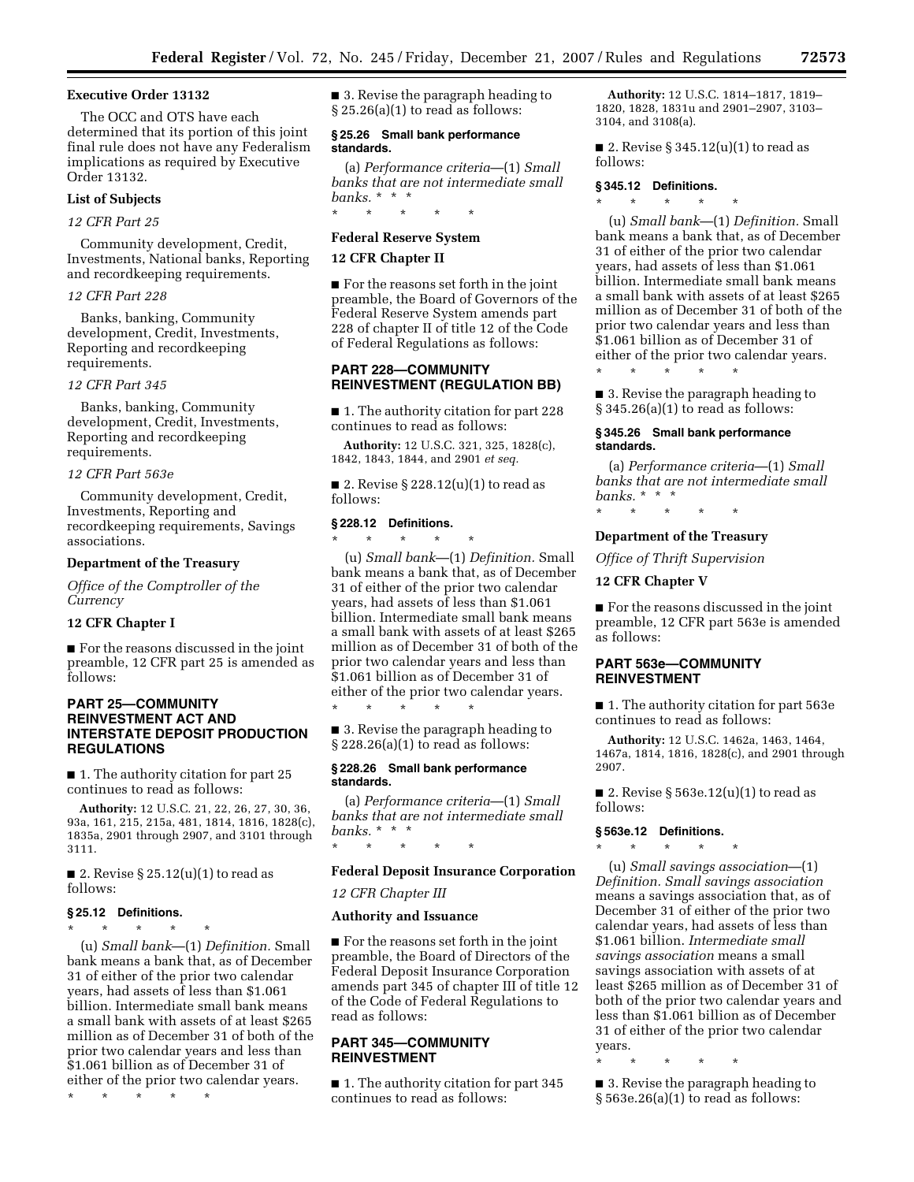**Executive Order 13132**

The OCC and OTS have each determined that its portion of this joint final rule does not have any Federalism implications as required by Executive Order 13132.

**List of Subjects**

*12 CFR Part 25*

Community development, Credit, Investments, National banks, Reporting and recordkeeping requirements.

*12 CFR Part 228*

Banks, banking, Community development, Credit, Investments, Reporting and recordkeeping requirements.

*12 CFR Part 345*

Banks, banking, Community development, Credit, Investments, Reporting and recordkeeping requirements.

*12 CFR Part 563e*

Community development, Credit, Investments, Reporting and recordkeeping requirements, Savings associations.

**Department of the Treasury**

*Office of the Comptroller of the Currency*

**12 CFR Chapter I**

■ For the reasons discussed in the joint preamble, 12 CFR part 25 is amended as follows:

## PART 25—COMMUNITY REINVESTMENT ACT AND INTERSTATE DEPOSIT PRODUCTION REGULATIONS

■ 1. The authority citation for part 25 continues to read as follows:

**Authority:** 12 U.S.C. 21, 22, 26, 27, 30, 36, 93a, 161, 215, 215a, 481, 1814, 1816, 1828(c), 1835a, 2901 through 2907, and 3101 through 3111.

■ 2. Revise § 25.12(u)(1) to read as follows:

### § 25.12 Definitions.

\* \* \* \* \*

(u) *Small bank*—(1) *Definition.* Small bank means a bank that, as of December 31 of either of the prior two calendar years, had assets of less than $1.061 billion. Intermediate small bank means a small bank with assets of at least $265 million as of December 31 of both of the prior two calendar years and less than $1.061 billion as of December 31 of either of the prior two calendar years.

\* \* \* \* \*

■ 3. Revise the paragraph heading to § 25.26(a)(1) to read as follows:

### § 25.26 Small bank performance standards.

(a) *Performance criteria*—(1) *Small banks that are not intermediate small banks.* \* \* \*

\* \* \* \* \*

**Federal Reserve System**

**12 CFR Chapter II**

■ For the reasons set forth in the joint preamble, the Board of Governors of the Federal Reserve System amends part 228 of chapter II of title 12 of the Code of Federal Regulations as follows:

## PART 228—COMMUNITY REINVESTMENT (REGULATION BB)

■ 1. The authority citation for part 228 continues to read as follows:

**Authority:** 12 U.S.C. 321, 325, 1828(c), 1842, 1843, 1844, and 2901 *et seq.*

■ 2. Revise § 228.12(u)(1) to read as follows:

### § 228.12 Definitions.

\* \* \* \* \*

(u) *Small bank*—(1) *Definition.* Small bank means a bank that, as of December 31 of either of the prior two calendar years, had assets of less than $1.061 billion. Intermediate small bank means a small bank with assets of at least $265 million as of December 31 of both of the prior two calendar years and less than $1.061 billion as of December 31 of either of the prior two calendar years.

\* \* \* \* \*

■ 3. Revise the paragraph heading to § 228.26(a)(1) to read as follows:

### § 228.26 Small bank performance standards.

(a) *Performance criteria*—(1) *Small banks that are not intermediate small banks.* \* \* \*

\* \* \* \* \*

**Federal Deposit Insurance Corporation**

*12 CFR Chapter III*

**Authority and Issuance**

■ For the reasons set forth in the joint preamble, the Board of Directors of the Federal Deposit Insurance Corporation amends part 345 of chapter III of title 12 of the Code of Federal Regulations to read as follows:

## PART 345—COMMUNITY REINVESTMENT

■ 1. The authority citation for part 345 continues to read as follows:

**Authority:** 12 U.S.C. 1814–1817, 1819–1820, 1828, 1831u and 2901–2907, 3103–3104, and 3108(a).

■ 2. Revise § 345.12(u)(1) to read as follows:

### § 345.12 Definitions.

\* \* \* \* \*

(u) *Small bank*—(1) *Definition.* Small bank means a bank that, as of December 31 of either of the prior two calendar years, had assets of less than $1.061 billion. Intermediate small bank means a small bank with assets of at least $265 million as of December 31 of both of the prior two calendar years and less than $1.061 billion as of December 31 of either of the prior two calendar years.

\* \* \* \* \*

■ 3. Revise the paragraph heading to § 345.26(a)(1) to read as follows:

### § 345.26 Small bank performance standards.

(a) *Performance criteria*—(1) *Small banks that are not intermediate small banks.* \* \* \*

\* \* \* \* \*

**Department of the Treasury**

*Office of Thrift Supervision*

**12 CFR Chapter V**

■ For the reasons discussed in the joint preamble, 12 CFR part 563e is amended as follows:

## PART 563e—COMMUNITY REINVESTMENT

■ 1. The authority citation for part 563e continues to read as follows:

**Authority:** 12 U.S.C. 1462a, 1463, 1464, 1467a, 1814, 1816, 1828(c), and 2901 through 2907.

■ 2. Revise § 563e.12(u)(1) to read as follows:

### § 563e.12 Definitions.

\* \* \* \* \*

(u) *Small savings association*—(1) *Definition. Small savings association* means a savings association that, as of December 31 of either of the prior two calendar years, had assets of less than $1.061 billion. *Intermediate small savings association* means a small savings association with assets of at least $265 million as of December 31 of both of the prior two calendar years and less than $1.061 billion as of December 31 of either of the prior two calendar years.

\* \* \* \* \*

■ 3. Revise the paragraph heading to § 563e.26(a)(1) to read as follows: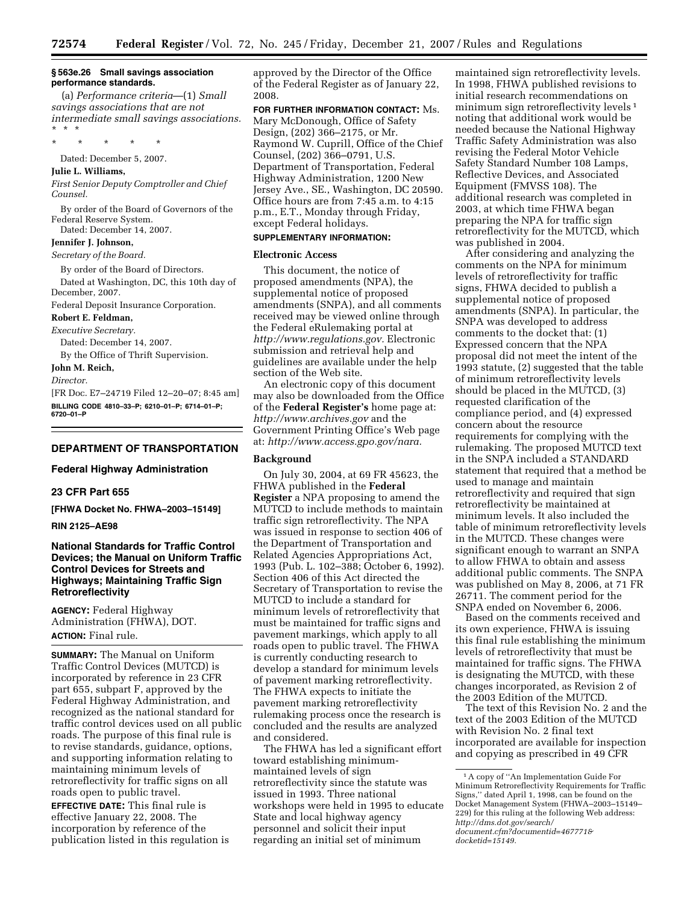**§ 563e.26 Small savings association performance standards.**

(a) *Performance criteria*—(1) *Small savings associations that are not intermediate small savings associations.* * * *

\* \* \* \* \*

Dated: December 5, 2007.

**Julie L. Williams,**

*First Senior Deputy Comptroller and Chief Counsel.*

By order of the Board of Governors of the Federal Reserve System.

Dated: December 14, 2007.

**Jennifer J. Johnson,**

*Secretary of the Board.*

By order of the Board of Directors.

Dated at Washington, DC, this 10th day of December, 2007.

Federal Deposit Insurance Corporation.

**Robert E. Feldman,**

*Executive Secretary.*

Dated: December 14, 2007.

By the Office of Thrift Supervision.

**John M. Reich,**

*Director.*

[FR Doc. E7–24719 Filed 12–20–07; 8:45 am]

**BILLING CODE 4810–33–P; 6210–01–P; 6714–01–P; 6720–01–P**

---

## DEPARTMENT OF TRANSPORTATION

### Federal Highway Administration

### 23 CFR Part 655

**[FHWA Docket No. FHWA–2003–15149]**

**RIN 2125–AE98**

## National Standards for Traffic Control Devices; the Manual on Uniform Traffic Control Devices for Streets and Highways; Maintaining Traffic Sign Retroreflectivity

**AGENCY:** Federal Highway Administration (FHWA), DOT.

**ACTION:** Final rule.

**SUMMARY:** The Manual on Uniform Traffic Control Devices (MUTCD) is incorporated by reference in 23 CFR part 655, subpart F, approved by the Federal Highway Administration, and recognized as the national standard for traffic control devices used on all public roads. The purpose of this final rule is to revise standards, guidance, options, and supporting information relating to maintaining minimum levels of retroreflectivity for traffic signs on all roads open to public travel.

**EFFECTIVE DATE:** This final rule is effective January 22, 2008. The incorporation by reference of the publication listed in this regulation is approved by the Director of the Office of the Federal Register as of January 22, 2008.

**FOR FURTHER INFORMATION CONTACT:** Ms. Mary McDonough, Office of Safety Design, (202) 366–2175, or Mr. Raymond W. Cuprill, Office of the Chief Counsel, (202) 366–0791, U.S. Department of Transportation, Federal Highway Administration, 1200 New Jersey Ave., SE., Washington, DC 20590. Office hours are from 7:45 a.m. to 4:15 p.m., E.T., Monday through Friday, except Federal holidays.

**SUPPLEMENTARY INFORMATION:**

### Electronic Access

This document, the notice of proposed amendments (NPA), the supplemental notice of proposed amendments (SNPA), and all comments received may be viewed online through the Federal eRulemaking portal at *http://www.regulations.gov.* Electronic submission and retrieval help and guidelines are available under the help section of the Web site.

An electronic copy of this document may also be downloaded from the Office of the **Federal Register's** home page at: *http://www.archives.gov* and the Government Printing Office's Web page at: *http://www.access.gpo.gov/nara.*

### Background

On July 30, 2004, at 69 FR 45623, the FHWA published in the **Federal Register** a NPA proposing to amend the MUTCD to include methods to maintain traffic sign retroreflectivity. The NPA was issued in response to section 406 of the Department of Transportation and Related Agencies Appropriations Act, 1993 (Pub. L. 102–388; October 6, 1992). Section 406 of this Act directed the Secretary of Transportation to revise the MUTCD to include a standard for minimum levels of retroreflectivity that must be maintained for traffic signs and pavement markings, which apply to all roads open to public travel. The FHWA is currently conducting research to develop a standard for minimum levels of pavement marking retroreflectivity. The FHWA expects to initiate the pavement marking retroreflectivity rulemaking process once the research is concluded and the results are analyzed and considered.

The FHWA has led a significant effort toward establishing minimum-maintained levels of sign retroreflectivity since the statute was issued in 1993. Three national workshops were held in 1995 to educate State and local highway agency personnel and solicit their input regarding an initial set of minimum maintained sign retroreflectivity levels. In 1998, FHWA published revisions to initial research recommendations on minimum sign retroreflectivity levels [1] noting that additional work would be needed because the National Highway Traffic Safety Administration was also revising the Federal Motor Vehicle Safety Standard Number 108 Lamps, Reflective Devices, and Associated Equipment (FMVSS 108). The additional research was completed in 2003, at which time FHWA began preparing the NPA for traffic sign retroreflectivity for the MUTCD, which was published in 2004.

After considering and analyzing the comments on the NPA for minimum levels of retroreflectivity for traffic signs, FHWA decided to publish a supplemental notice of proposed amendments (SNPA). In particular, the SNPA was developed to address comments to the docket that: (1) Expressed concern that the NPA proposal did not meet the intent of the 1993 statute, (2) suggested that the table of minimum retroreflectivity levels should be placed in the MUTCD, (3) requested clarification of the compliance period, and (4) expressed concern about the resource requirements for complying with the rulemaking. The proposed MUTCD text in the SNPA included a STANDARD statement that required that a method be used to manage and maintain retroreflectivity and required that sign retroreflectivity be maintained at minimum levels. It also included the table of minimum retroreflectivity levels in the MUTCD. These changes were significant enough to warrant an SNPA to allow FHWA to obtain and assess additional public comments. The SNPA was published on May 8, 2006, at 71 FR 26711. The comment period for the SNPA ended on November 6, 2006.

Based on the comments received and its own experience, FHWA is issuing this final rule establishing the minimum levels of retroreflectivity that must be maintained for traffic signs. The FHWA is designating the MUTCD, with these changes incorporated, as Revision 2 of the 2003 Edition of the MUTCD.

The text of this Revision No. 2 and the text of the 2003 Edition of the MUTCD with Revision No. 2 final text incorporated are available for inspection and copying as prescribed in 49 CFR

---

[1] A copy of "An Implementation Guide For Minimum Retroreflectivity Requirements for Traffic Signs," dated April 1, 1998, can be found on the Docket Management System (FHWA–2003–15149–229) for this ruling at the following Web address: *http://dms.dot.gov/search/document.cfm?documentid=467771&docketid=15149.*